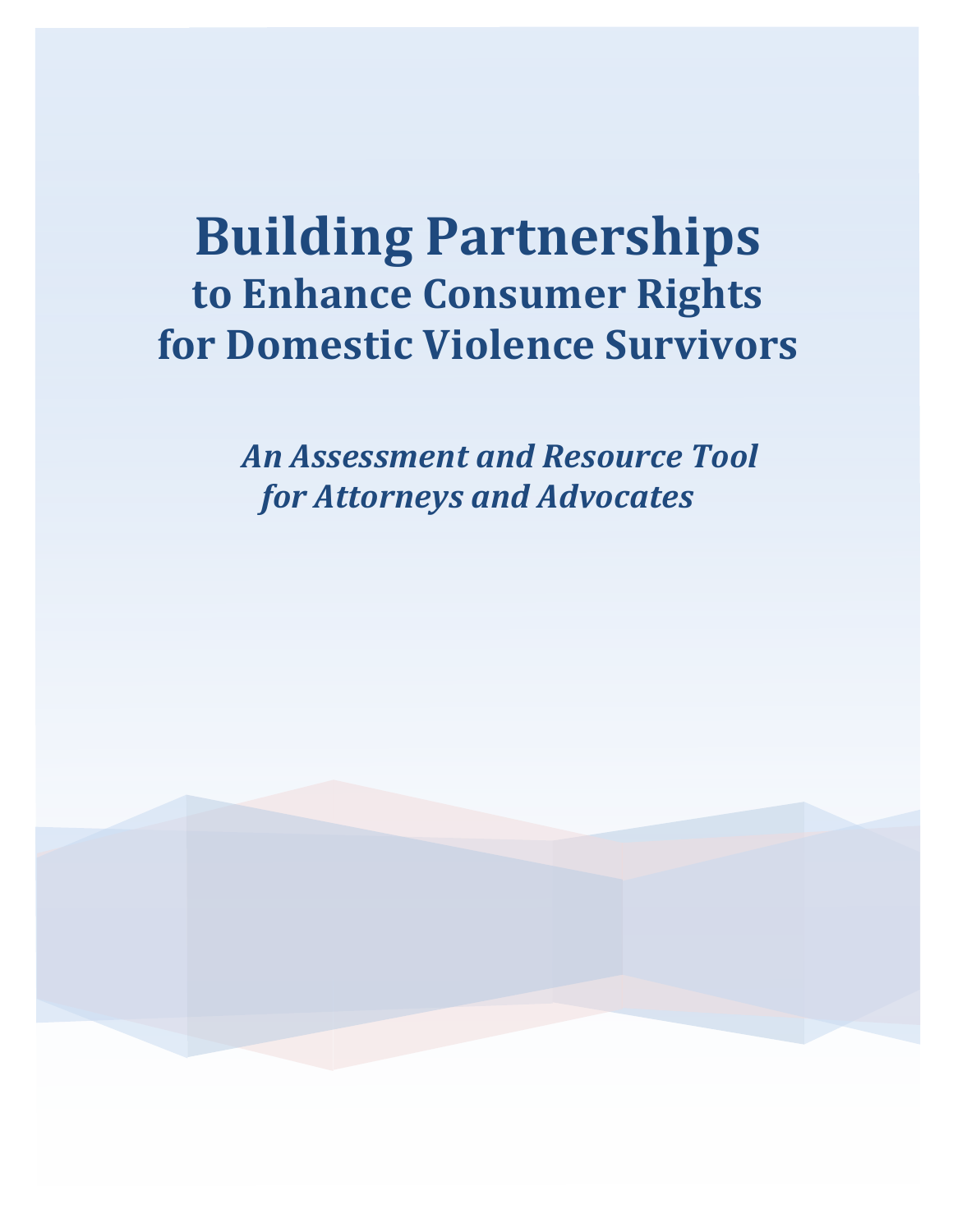# Building Partnerships
## to Enhance Consumer Rights for Domestic Violence Survivors

*An Assessment and Resource Tool for Attorneys and Advocates*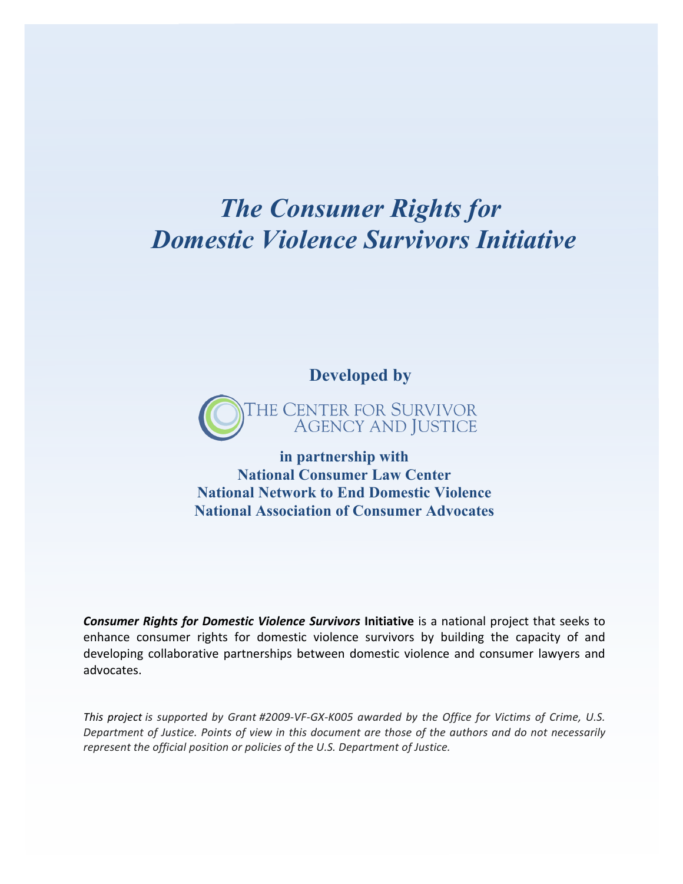# *The Consumer Rights for Domestic Violence Survivors Initiative*

**Developed by**

THE CENTER FOR SURVIVOR AGENCY AND JUSTICE

**in partnership with**
**National Consumer Law Center**
**National Network to End Domestic Violence**
**National Association of Consumer Advocates**

***Consumer Rights for Domestic Violence Survivors*** **Initiative** is a national project that seeks to enhance consumer rights for domestic violence survivors by building the capacity of and developing collaborative partnerships between domestic violence and consumer lawyers and advocates.

*This project is supported by Grant #2009-VF-GX-K005 awarded by the Office for Victims of Crime, U.S. Department of Justice. Points of view in this document are those of the authors and do not necessarily represent the official position or policies of the U.S. Department of Justice.*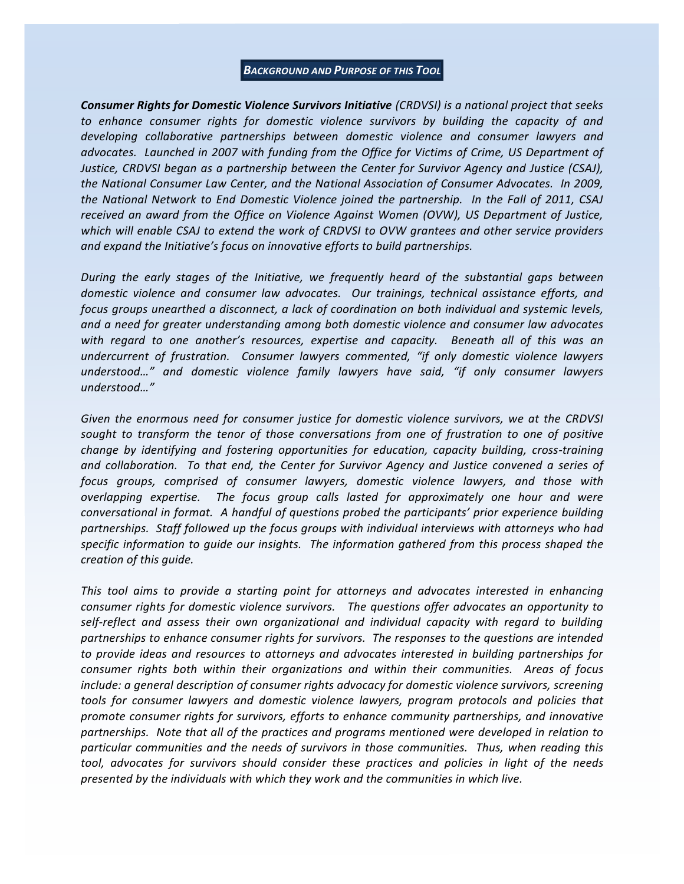## *BACKGROUND AND PURPOSE OF THIS TOOL*

***Consumer Rights for Domestic Violence Survivors Initiative*** *(CRDVSI) is a national project that seeks to enhance consumer rights for domestic violence survivors by building the capacity of and developing collaborative partnerships between domestic violence and consumer lawyers and advocates. Launched in 2007 with funding from the Office for Victims of Crime, US Department of Justice, CRDVSI began as a partnership between the Center for Survivor Agency and Justice (CSAJ), the National Consumer Law Center, and the National Association of Consumer Advocates. In 2009, the National Network to End Domestic Violence joined the partnership. In the Fall of 2011, CSAJ received an award from the Office on Violence Against Women (OVW), US Department of Justice, which will enable CSAJ to extend the work of CRDVSI to OVW grantees and other service providers and expand the Initiative's focus on innovative efforts to build partnerships.*

*During the early stages of the Initiative, we frequently heard of the substantial gaps between domestic violence and consumer law advocates. Our trainings, technical assistance efforts, and focus groups unearthed a disconnect, a lack of coordination on both individual and systemic levels, and a need for greater understanding among both domestic violence and consumer law advocates with regard to one another's resources, expertise and capacity. Beneath all of this was an undercurrent of frustration. Consumer lawyers commented, "if only domestic violence lawyers understood…" and domestic violence family lawyers have said, "if only consumer lawyers understood…"*

*Given the enormous need for consumer justice for domestic violence survivors, we at the CRDVSI sought to transform the tenor of those conversations from one of frustration to one of positive change by identifying and fostering opportunities for education, capacity building, cross-training and collaboration. To that end, the Center for Survivor Agency and Justice convened a series of focus groups, comprised of consumer lawyers, domestic violence lawyers, and those with overlapping expertise. The focus group calls lasted for approximately one hour and were conversational in format. A handful of questions probed the participants' prior experience building partnerships. Staff followed up the focus groups with individual interviews with attorneys who had specific information to guide our insights. The information gathered from this process shaped the creation of this guide.*

*This tool aims to provide a starting point for attorneys and advocates interested in enhancing consumer rights for domestic violence survivors. The questions offer advocates an opportunity to self-reflect and assess their own organizational and individual capacity with regard to building partnerships to enhance consumer rights for survivors. The responses to the questions are intended to provide ideas and resources to attorneys and advocates interested in building partnerships for consumer rights both within their organizations and within their communities. Areas of focus include: a general description of consumer rights advocacy for domestic violence survivors, screening tools for consumer lawyers and domestic violence lawyers, program protocols and policies that promote consumer rights for survivors, efforts to enhance community partnerships, and innovative partnerships. Note that all of the practices and programs mentioned were developed in relation to particular communities and the needs of survivors in those communities. Thus, when reading this tool, advocates for survivors should consider these practices and policies in light of the needs presented by the individuals with which they work and the communities in which live.*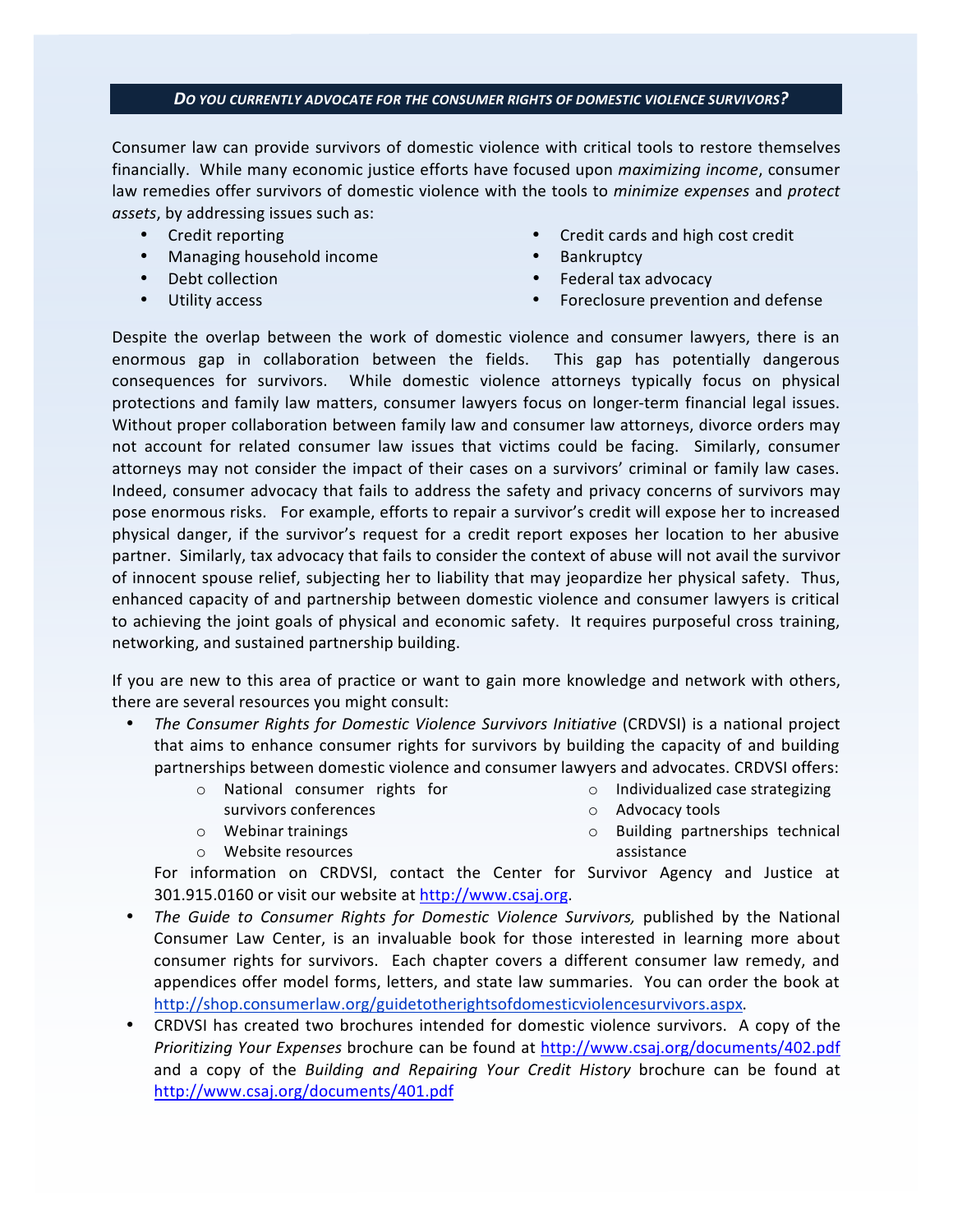## *DO YOU CURRENTLY ADVOCATE FOR THE CONSUMER RIGHTS OF DOMESTIC VIOLENCE SURVIVORS?*

Consumer law can provide survivors of domestic violence with critical tools to restore themselves financially. While many economic justice efforts have focused upon *maximizing income*, consumer law remedies offer survivors of domestic violence with the tools to *minimize expenses* and *protect assets*, by addressing issues such as:

- Credit reporting
- Managing household income
- Debt collection
- Utility access
- Credit cards and high cost credit
- Bankruptcy
- Federal tax advocacy
- Foreclosure prevention and defense

Despite the overlap between the work of domestic violence and consumer lawyers, there is an enormous gap in collaboration between the fields. This gap has potentially dangerous consequences for survivors. While domestic violence attorneys typically focus on physical protections and family law matters, consumer lawyers focus on longer-term financial legal issues. Without proper collaboration between family law and consumer law attorneys, divorce orders may not account for related consumer law issues that victims could be facing. Similarly, consumer attorneys may not consider the impact of their cases on a survivors' criminal or family law cases. Indeed, consumer advocacy that fails to address the safety and privacy concerns of survivors may pose enormous risks. For example, efforts to repair a survivor's credit will expose her to increased physical danger, if the survivor's request for a credit report exposes her location to her abusive partner. Similarly, tax advocacy that fails to consider the context of abuse will not avail the survivor of innocent spouse relief, subjecting her to liability that may jeopardize her physical safety. Thus, enhanced capacity of and partnership between domestic violence and consumer lawyers is critical to achieving the joint goals of physical and economic safety. It requires purposeful cross training, networking, and sustained partnership building.

If you are new to this area of practice or want to gain more knowledge and network with others, there are several resources you might consult:

- *The Consumer Rights for Domestic Violence Survivors Initiative* (CRDVSI) is a national project that aims to enhance consumer rights for survivors by building the capacity of and building partnerships between domestic violence and consumer lawyers and advocates. CRDVSI offers:
  - National consumer rights for survivors conferences
  - Webinar trainings
  - Website resources
  - Individualized case strategizing
  - Advocacy tools
  - Building partnerships technical assistance

  For information on CRDVSI, contact the Center for Survivor Agency and Justice at 301.915.0160 or visit our website at http://www.csaj.org.
- *The Guide to Consumer Rights for Domestic Violence Survivors,* published by the National Consumer Law Center, is an invaluable book for those interested in learning more about consumer rights for survivors. Each chapter covers a different consumer law remedy, and appendices offer model forms, letters, and state law summaries. You can order the book at http://shop.consumerlaw.org/guidetotherightsofdomesticviolencesurvivors.aspx.
- CRDVSI has created two brochures intended for domestic violence survivors. A copy of the *Prioritizing Your Expenses* brochure can be found at http://www.csaj.org/documents/402.pdf and a copy of the *Building and Repairing Your Credit History* brochure can be found at http://www.csaj.org/documents/401.pdf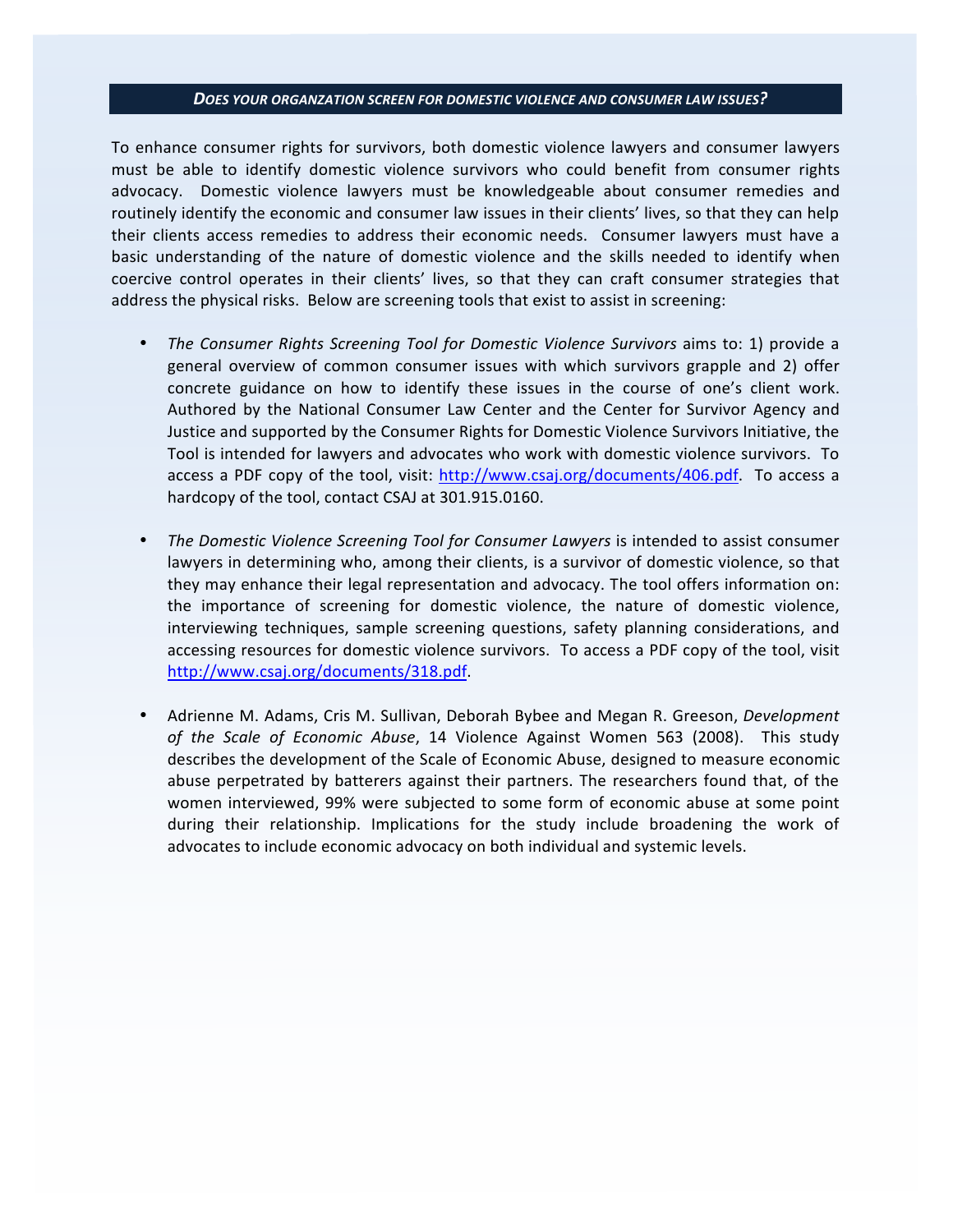## *DOES YOUR ORGANZATION SCREEN FOR DOMESTIC VIOLENCE AND CONSUMER LAW ISSUES?*

To enhance consumer rights for survivors, both domestic violence lawyers and consumer lawyers must be able to identify domestic violence survivors who could benefit from consumer rights advocacy. Domestic violence lawyers must be knowledgeable about consumer remedies and routinely identify the economic and consumer law issues in their clients' lives, so that they can help their clients access remedies to address their economic needs. Consumer lawyers must have a basic understanding of the nature of domestic violence and the skills needed to identify when coercive control operates in their clients' lives, so that they can craft consumer strategies that address the physical risks. Below are screening tools that exist to assist in screening:

- *The Consumer Rights Screening Tool for Domestic Violence Survivors* aims to: 1) provide a general overview of common consumer issues with which survivors grapple and 2) offer concrete guidance on how to identify these issues in the course of one's client work. Authored by the National Consumer Law Center and the Center for Survivor Agency and Justice and supported by the Consumer Rights for Domestic Violence Survivors Initiative, the Tool is intended for lawyers and advocates who work with domestic violence survivors. To access a PDF copy of the tool, visit: http://www.csaj.org/documents/406.pdf. To access a hardcopy of the tool, contact CSAJ at 301.915.0160.

- *The Domestic Violence Screening Tool for Consumer Lawyers* is intended to assist consumer lawyers in determining who, among their clients, is a survivor of domestic violence, so that they may enhance their legal representation and advocacy. The tool offers information on: the importance of screening for domestic violence, the nature of domestic violence, interviewing techniques, sample screening questions, safety planning considerations, and accessing resources for domestic violence survivors. To access a PDF copy of the tool, visit http://www.csaj.org/documents/318.pdf.

- Adrienne M. Adams, Cris M. Sullivan, Deborah Bybee and Megan R. Greeson, *Development of the Scale of Economic Abuse*, 14 Violence Against Women 563 (2008). This study describes the development of the Scale of Economic Abuse, designed to measure economic abuse perpetrated by batterers against their partners. The researchers found that, of the women interviewed, 99% were subjected to some form of economic abuse at some point during their relationship. Implications for the study include broadening the work of advocates to include economic advocacy on both individual and systemic levels.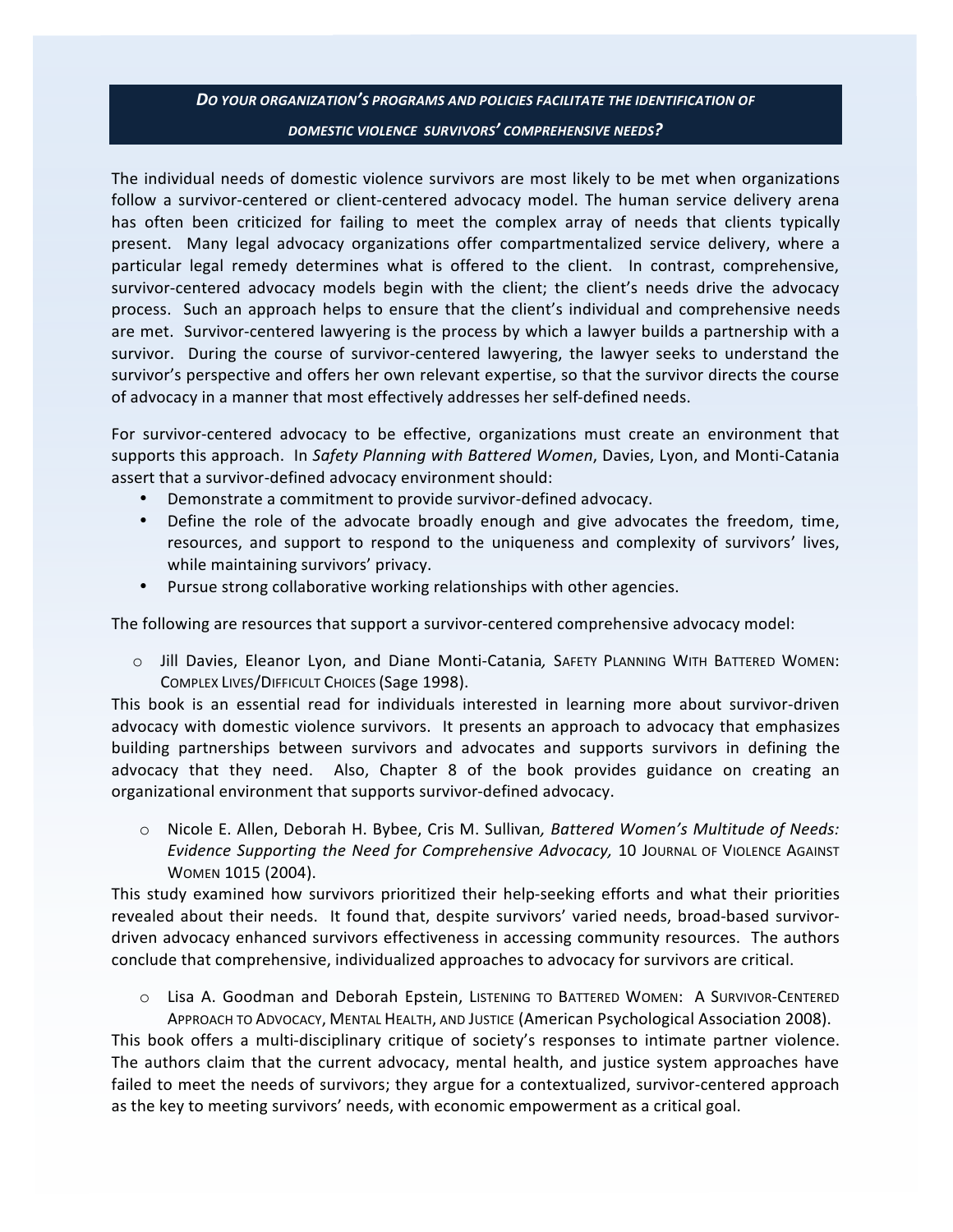## *DO YOUR ORGANIZATION'S PROGRAMS AND POLICIES FACILITATE THE IDENTIFICATION OF DOMESTIC VIOLENCE SURVIVORS' COMPREHENSIVE NEEDS?*

The individual needs of domestic violence survivors are most likely to be met when organizations follow a survivor-centered or client-centered advocacy model. The human service delivery arena has often been criticized for failing to meet the complex array of needs that clients typically present. Many legal advocacy organizations offer compartmentalized service delivery, where a particular legal remedy determines what is offered to the client. In contrast, comprehensive, survivor-centered advocacy models begin with the client; the client's needs drive the advocacy process. Such an approach helps to ensure that the client's individual and comprehensive needs are met. Survivor-centered lawyering is the process by which a lawyer builds a partnership with a survivor. During the course of survivor-centered lawyering, the lawyer seeks to understand the survivor's perspective and offers her own relevant expertise, so that the survivor directs the course of advocacy in a manner that most effectively addresses her self-defined needs.

For survivor-centered advocacy to be effective, organizations must create an environment that supports this approach. In *Safety Planning with Battered Women*, Davies, Lyon, and Monti-Catania assert that a survivor-defined advocacy environment should:

- Demonstrate a commitment to provide survivor-defined advocacy.
- Define the role of the advocate broadly enough and give advocates the freedom, time, resources, and support to respond to the uniqueness and complexity of survivors' lives, while maintaining survivors' privacy.
- Pursue strong collaborative working relationships with other agencies.

The following are resources that support a survivor-centered comprehensive advocacy model:

- Jill Davies, Eleanor Lyon, and Diane Monti-Catania*,* SAFETY PLANNING WITH BATTERED WOMEN: COMPLEX LIVES/DIFFICULT CHOICES (Sage 1998).

This book is an essential read for individuals interested in learning more about survivor-driven advocacy with domestic violence survivors. It presents an approach to advocacy that emphasizes building partnerships between survivors and advocates and supports survivors in defining the advocacy that they need. Also, Chapter 8 of the book provides guidance on creating an organizational environment that supports survivor-defined advocacy.

- Nicole E. Allen, Deborah H. Bybee, Cris M. Sullivan*, Battered Women's Multitude of Needs: Evidence Supporting the Need for Comprehensive Advocacy,* 10 JOURNAL OF VIOLENCE AGAINST WOMEN 1015 (2004).

This study examined how survivors prioritized their help-seeking efforts and what their priorities revealed about their needs. It found that, despite survivors' varied needs, broad-based survivor-driven advocacy enhanced survivors effectiveness in accessing community resources. The authors conclude that comprehensive, individualized approaches to advocacy for survivors are critical.

- Lisa A. Goodman and Deborah Epstein, LISTENING TO BATTERED WOMEN: A SURVIVOR-CENTERED APPROACH TO ADVOCACY, MENTAL HEALTH, AND JUSTICE (American Psychological Association 2008).

This book offers a multi-disciplinary critique of society's responses to intimate partner violence. The authors claim that the current advocacy, mental health, and justice system approaches have failed to meet the needs of survivors; they argue for a contextualized, survivor-centered approach as the key to meeting survivors' needs, with economic empowerment as a critical goal.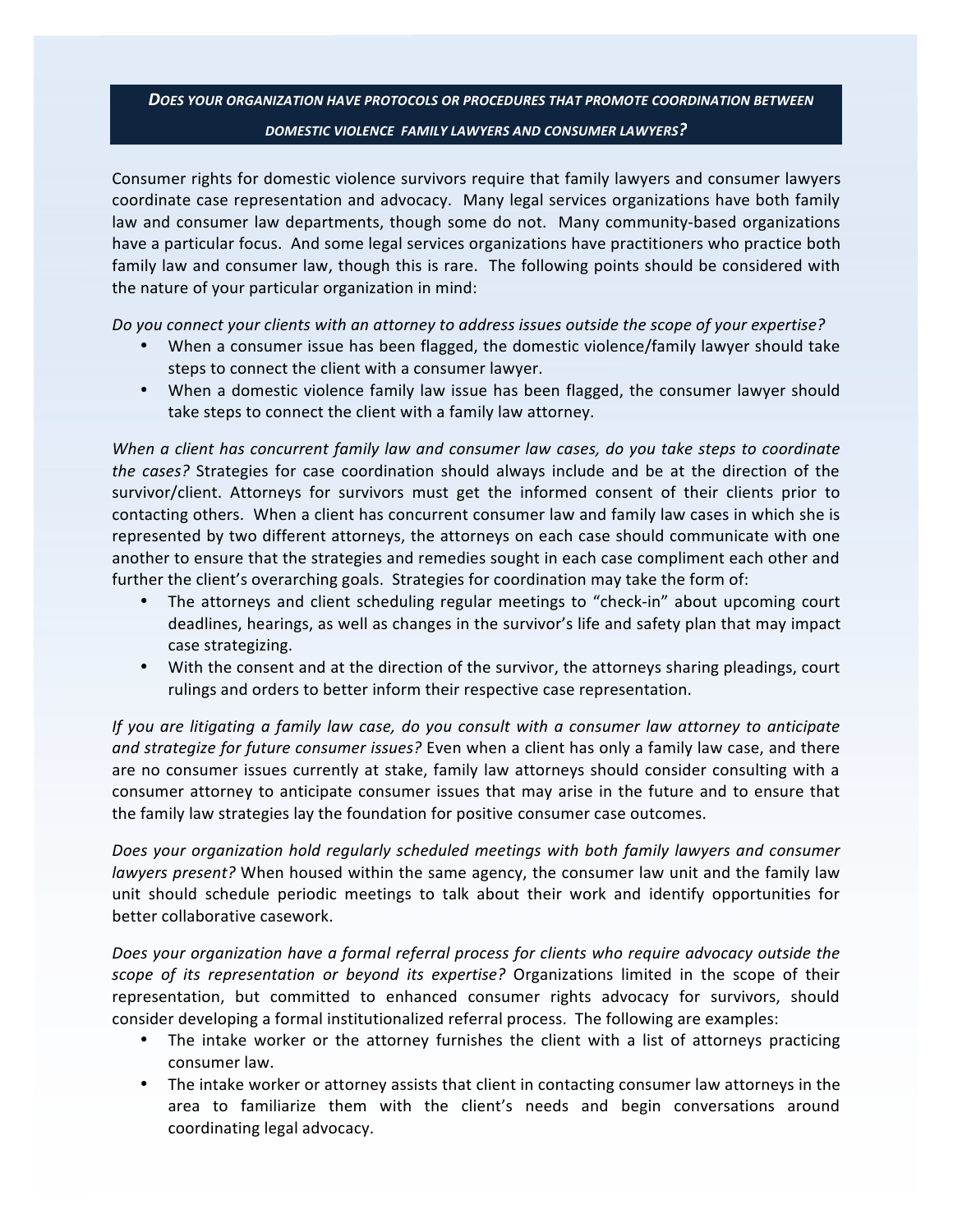## *DOES YOUR ORGANIZATION HAVE PROTOCOLS OR PROCEDURES THAT PROMOTE COORDINATION BETWEEN DOMESTIC VIOLENCE FAMILY LAWYERS AND CONSUMER LAWYERS?*

Consumer rights for domestic violence survivors require that family lawyers and consumer lawyers coordinate case representation and advocacy. Many legal services organizations have both family law and consumer law departments, though some do not. Many community-based organizations have a particular focus. And some legal services organizations have practitioners who practice both family law and consumer law, though this is rare. The following points should be considered with the nature of your particular organization in mind:

*Do you connect your clients with an attorney to address issues outside the scope of your expertise?*

- When a consumer issue has been flagged, the domestic violence/family lawyer should take steps to connect the client with a consumer lawyer.
- When a domestic violence family law issue has been flagged, the consumer lawyer should take steps to connect the client with a family law attorney.

*When a client has concurrent family law and consumer law cases, do you take steps to coordinate the cases?* Strategies for case coordination should always include and be at the direction of the survivor/client. Attorneys for survivors must get the informed consent of their clients prior to contacting others. When a client has concurrent consumer law and family law cases in which she is represented by two different attorneys, the attorneys on each case should communicate with one another to ensure that the strategies and remedies sought in each case compliment each other and further the client's overarching goals. Strategies for coordination may take the form of:

- The attorneys and client scheduling regular meetings to "check-in" about upcoming court deadlines, hearings, as well as changes in the survivor's life and safety plan that may impact case strategizing.
- With the consent and at the direction of the survivor, the attorneys sharing pleadings, court rulings and orders to better inform their respective case representation.

*If you are litigating a family law case, do you consult with a consumer law attorney to anticipate and strategize for future consumer issues?* Even when a client has only a family law case, and there are no consumer issues currently at stake, family law attorneys should consider consulting with a consumer attorney to anticipate consumer issues that may arise in the future and to ensure that the family law strategies lay the foundation for positive consumer case outcomes.

*Does your organization hold regularly scheduled meetings with both family lawyers and consumer lawyers present?* When housed within the same agency, the consumer law unit and the family law unit should schedule periodic meetings to talk about their work and identify opportunities for better collaborative casework.

*Does your organization have a formal referral process for clients who require advocacy outside the scope of its representation or beyond its expertise?* Organizations limited in the scope of their representation, but committed to enhanced consumer rights advocacy for survivors, should consider developing a formal institutionalized referral process. The following are examples:

- The intake worker or the attorney furnishes the client with a list of attorneys practicing consumer law.
- The intake worker or attorney assists that client in contacting consumer law attorneys in the area to familiarize them with the client's needs and begin conversations around coordinating legal advocacy.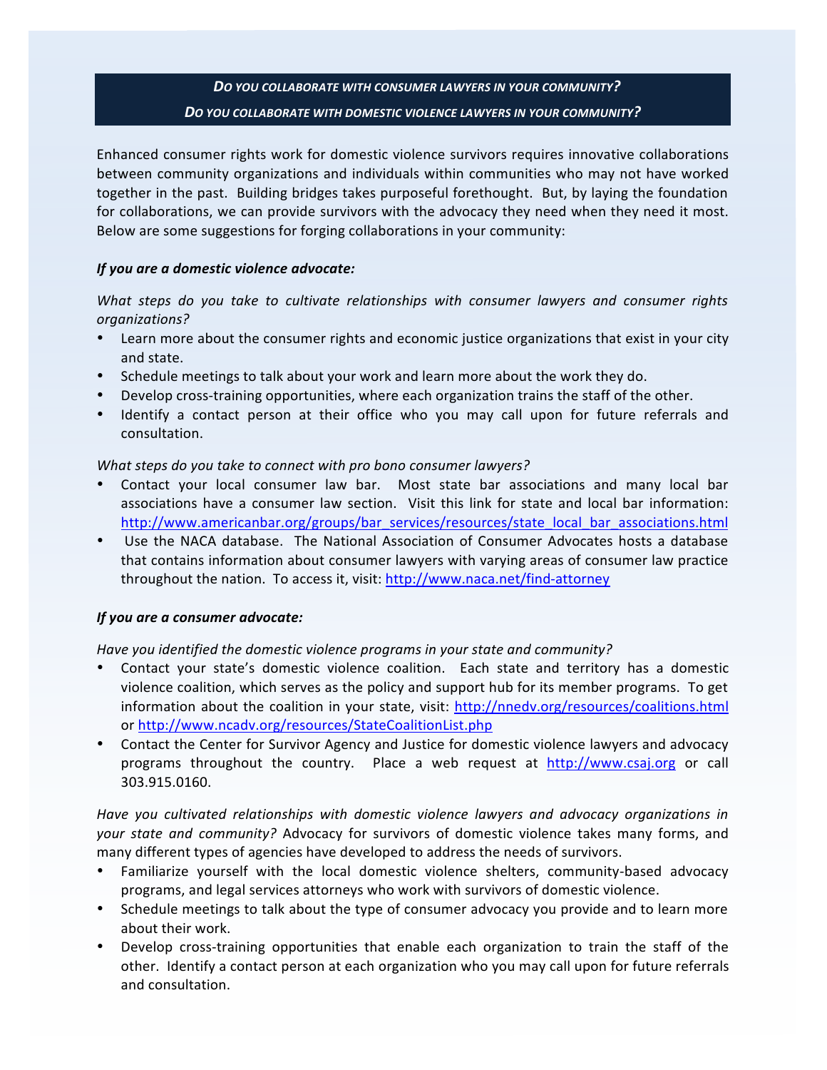***Do you collaborate with consumer lawyers in your community?***

***Do you collaborate with domestic violence lawyers in your community?***

Enhanced consumer rights work for domestic violence survivors requires innovative collaborations between community organizations and individuals within communities who may not have worked together in the past. Building bridges takes purposeful forethought. But, by laying the foundation for collaborations, we can provide survivors with the advocacy they need when they need it most. Below are some suggestions for forging collaborations in your community:

***If you are a domestic violence advocate:***

*What steps do you take to cultivate relationships with consumer lawyers and consumer rights organizations?*

- Learn more about the consumer rights and economic justice organizations that exist in your city and state.
- Schedule meetings to talk about your work and learn more about the work they do.
- Develop cross-training opportunities, where each organization trains the staff of the other.
- Identify a contact person at their office who you may call upon for future referrals and consultation.

*What steps do you take to connect with pro bono consumer lawyers?*

- Contact your local consumer law bar. Most state bar associations and many local bar associations have a consumer law section. Visit this link for state and local bar information: http://www.americanbar.org/groups/bar_services/resources/state_local_bar_associations.html
- Use the NACA database. The National Association of Consumer Advocates hosts a database that contains information about consumer lawyers with varying areas of consumer law practice throughout the nation. To access it, visit: http://www.naca.net/find-attorney

***If you are a consumer advocate:***

*Have you identified the domestic violence programs in your state and community?*

- Contact your state's domestic violence coalition. Each state and territory has a domestic violence coalition, which serves as the policy and support hub for its member programs. To get information about the coalition in your state, visit: http://nnedv.org/resources/coalitions.html or http://www.ncadv.org/resources/StateCoalitionList.php
- Contact the Center for Survivor Agency and Justice for domestic violence lawyers and advocacy programs throughout the country. Place a web request at http://www.csaj.org or call 303.915.0160.

*Have you cultivated relationships with domestic violence lawyers and advocacy organizations in your state and community?* Advocacy for survivors of domestic violence takes many forms, and many different types of agencies have developed to address the needs of survivors.

- Familiarize yourself with the local domestic violence shelters, community-based advocacy programs, and legal services attorneys who work with survivors of domestic violence.
- Schedule meetings to talk about the type of consumer advocacy you provide and to learn more about their work.
- Develop cross-training opportunities that enable each organization to train the staff of the other. Identify a contact person at each organization who you may call upon for future referrals and consultation.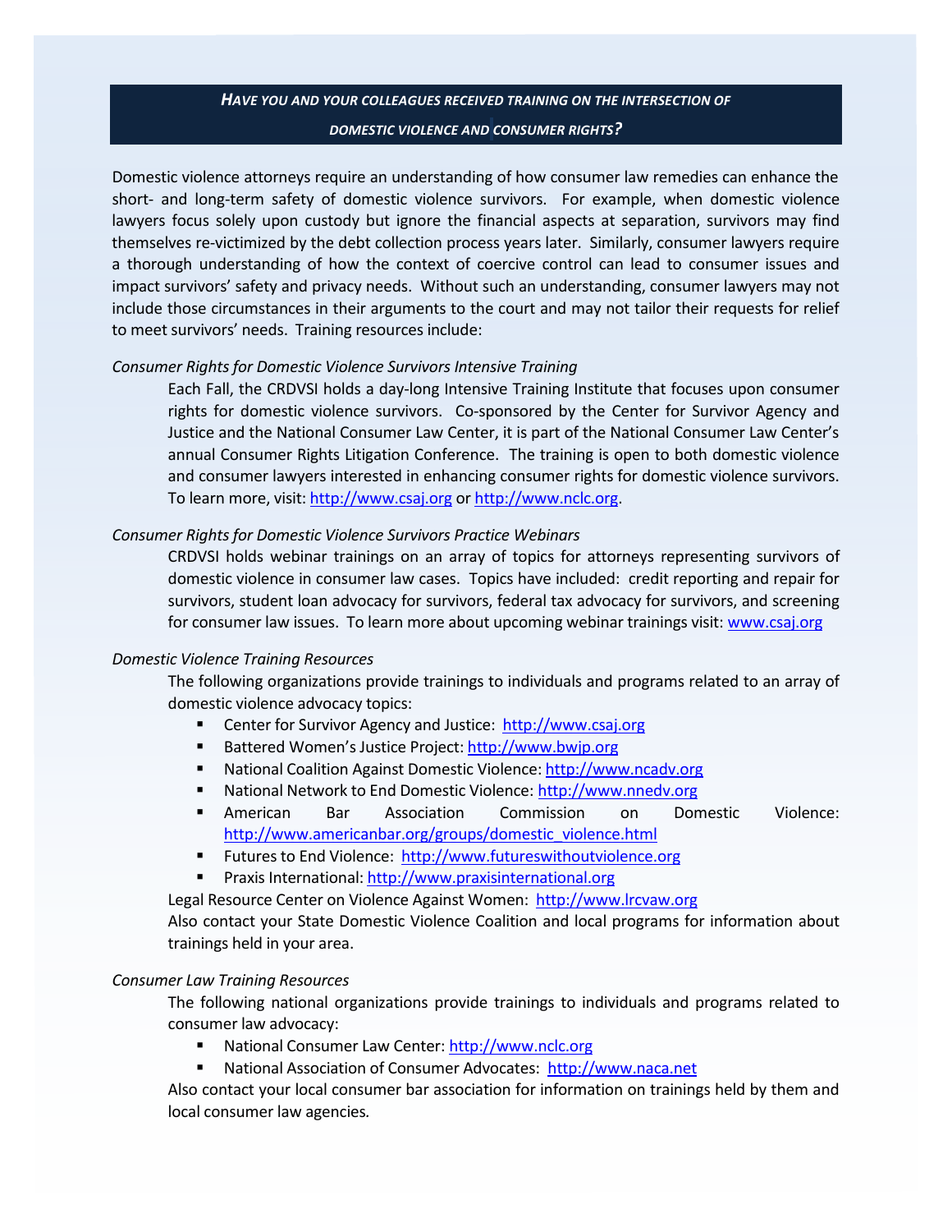## *Have you and your colleagues received training on the intersection of domestic violence and consumer rights?*

Domestic violence attorneys require an understanding of how consumer law remedies can enhance the short- and long-term safety of domestic violence survivors. For example, when domestic violence lawyers focus solely upon custody but ignore the financial aspects at separation, survivors may find themselves re-victimized by the debt collection process years later. Similarly, consumer lawyers require a thorough understanding of how the context of coercive control can lead to consumer issues and impact survivors' safety and privacy needs. Without such an understanding, consumer lawyers may not include those circumstances in their arguments to the court and may not tailor their requests for relief to meet survivors' needs. Training resources include:

*Consumer Rights for Domestic Violence Survivors Intensive Training*

Each Fall, the CRDVSI holds a day-long Intensive Training Institute that focuses upon consumer rights for domestic violence survivors. Co-sponsored by the Center for Survivor Agency and Justice and the National Consumer Law Center, it is part of the National Consumer Law Center's annual Consumer Rights Litigation Conference. The training is open to both domestic violence and consumer lawyers interested in enhancing consumer rights for domestic violence survivors. To learn more, visit: http://www.csaj.org or http://www.nclc.org.

*Consumer Rights for Domestic Violence Survivors Practice Webinars*

CRDVSI holds webinar trainings on an array of topics for attorneys representing survivors of domestic violence in consumer law cases. Topics have included: credit reporting and repair for survivors, student loan advocacy for survivors, federal tax advocacy for survivors, and screening for consumer law issues. To learn more about upcoming webinar trainings visit: www.csaj.org

*Domestic Violence Training Resources*

The following organizations provide trainings to individuals and programs related to an array of domestic violence advocacy topics:

- Center for Survivor Agency and Justice: http://www.csaj.org
- Battered Women's Justice Project: http://www.bwjp.org
- National Coalition Against Domestic Violence: http://www.ncadv.org
- National Network to End Domestic Violence: http://www.nnedv.org
- American Bar Association Commission on Domestic Violence: http://www.americanbar.org/groups/domestic_violence.html
- Futures to End Violence: http://www.futureswithoutviolence.org
- Praxis International: http://www.praxisinternational.org

Legal Resource Center on Violence Against Women: http://www.lrcvaw.org

Also contact your State Domestic Violence Coalition and local programs for information about trainings held in your area.

*Consumer Law Training Resources*

The following national organizations provide trainings to individuals and programs related to consumer law advocacy:

- National Consumer Law Center: http://www.nclc.org
- National Association of Consumer Advocates: http://www.naca.net

Also contact your local consumer bar association for information on trainings held by them and local consumer law agencies.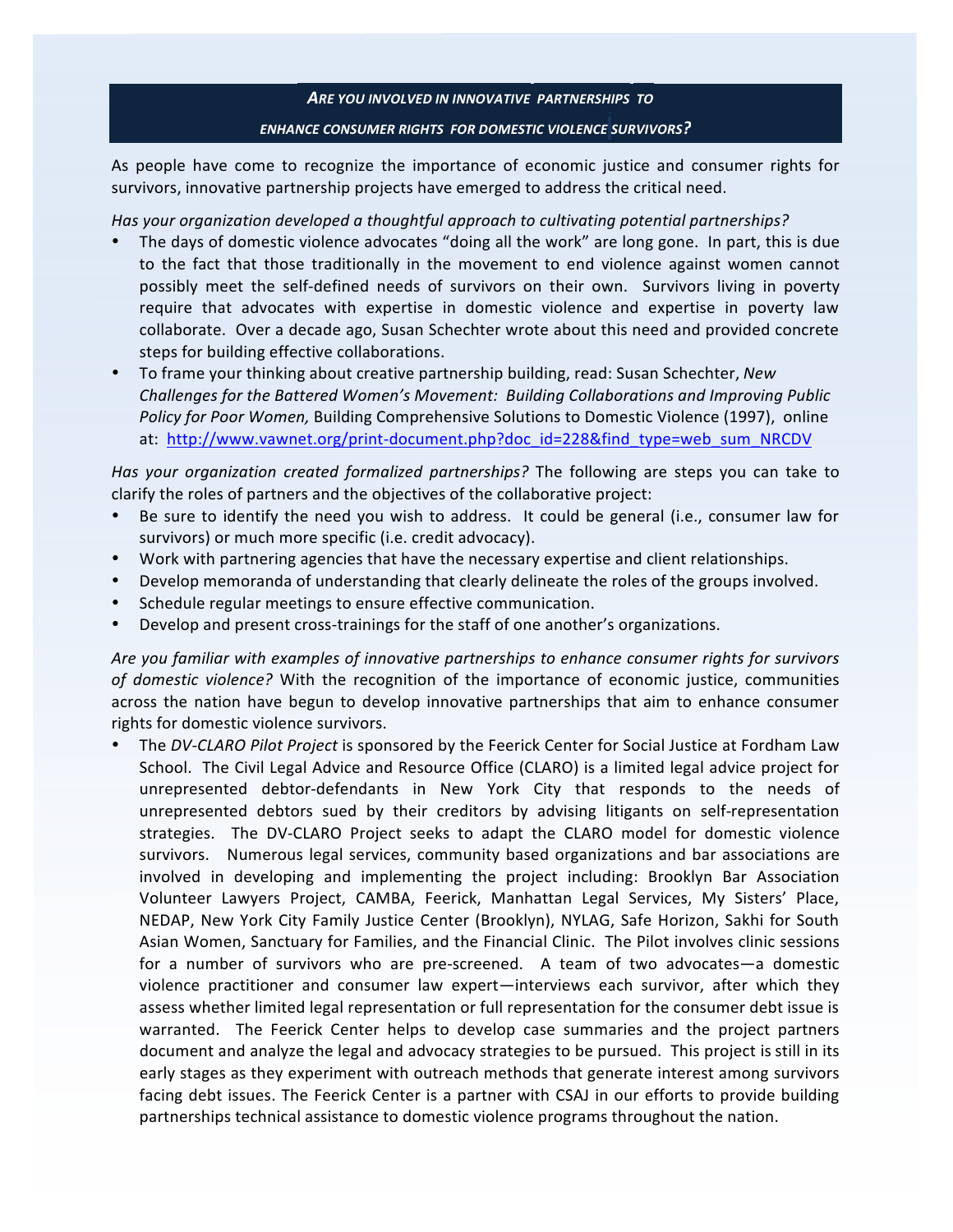## *ARE YOU INVOLVED IN INNOVATIVE PARTNERSHIPS TO ENHANCE CONSUMER RIGHTS FOR DOMESTIC VIOLENCE SURVIVORS?*

As people have come to recognize the importance of economic justice and consumer rights for survivors, innovative partnership projects have emerged to address the critical need.

*Has your organization developed a thoughtful approach to cultivating potential partnerships?*

- The days of domestic violence advocates "doing all the work" are long gone. In part, this is due to the fact that those traditionally in the movement to end violence against women cannot possibly meet the self-defined needs of survivors on their own. Survivors living in poverty require that advocates with expertise in domestic violence and expertise in poverty law collaborate. Over a decade ago, Susan Schechter wrote about this need and provided concrete steps for building effective collaborations.
- To frame your thinking about creative partnership building, read: Susan Schechter, *New Challenges for the Battered Women's Movement: Building Collaborations and Improving Public Policy for Poor Women,* Building Comprehensive Solutions to Domestic Violence (1997), online at: [http://www.vawnet.org/print-document.php?doc_id=228&find_type=web_sum_NRCDV](http://www.vawnet.org/print-document.php?doc_id=228&find_type=web_sum_NRCDV)

*Has your organization created formalized partnerships?* The following are steps you can take to clarify the roles of partners and the objectives of the collaborative project:

- Be sure to identify the need you wish to address. It could be general (i.e., consumer law for survivors) or much more specific (i.e. credit advocacy).
- Work with partnering agencies that have the necessary expertise and client relationships.
- Develop memoranda of understanding that clearly delineate the roles of the groups involved.
- Schedule regular meetings to ensure effective communication.
- Develop and present cross-trainings for the staff of one another's organizations.

*Are you familiar with examples of innovative partnerships to enhance consumer rights for survivors of domestic violence?* With the recognition of the importance of economic justice, communities across the nation have begun to develop innovative partnerships that aim to enhance consumer rights for domestic violence survivors.

- The *DV-CLARO Pilot Project* is sponsored by the Feerick Center for Social Justice at Fordham Law School. The Civil Legal Advice and Resource Office (CLARO) is a limited legal advice project for unrepresented debtor-defendants in New York City that responds to the needs of unrepresented debtors sued by their creditors by advising litigants on self-representation strategies. The DV-CLARO Project seeks to adapt the CLARO model for domestic violence survivors. Numerous legal services, community based organizations and bar associations are involved in developing and implementing the project including: Brooklyn Bar Association Volunteer Lawyers Project, CAMBA, Feerick, Manhattan Legal Services, My Sisters' Place, NEDAP, New York City Family Justice Center (Brooklyn), NYLAG, Safe Horizon, Sakhi for South Asian Women, Sanctuary for Families, and the Financial Clinic. The Pilot involves clinic sessions for a number of survivors who are pre-screened. A team of two advocates—a domestic violence practitioner and consumer law expert—interviews each survivor, after which they assess whether limited legal representation or full representation for the consumer debt issue is warranted. The Feerick Center helps to develop case summaries and the project partners document and analyze the legal and advocacy strategies to be pursued. This project is still in its early stages as they experiment with outreach methods that generate interest among survivors facing debt issues. The Feerick Center is a partner with CSAJ in our efforts to provide building partnerships technical assistance to domestic violence programs throughout the nation.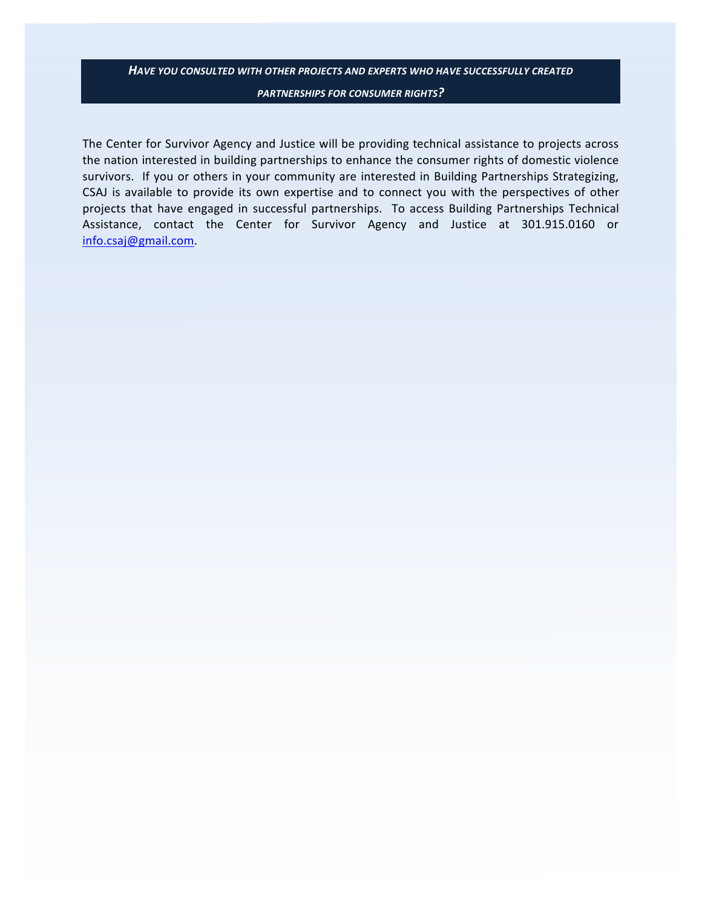## *Have you consulted with other projects and experts who have successfully created partnerships for consumer rights?*

The Center for Survivor Agency and Justice will be providing technical assistance to projects across the nation interested in building partnerships to enhance the consumer rights of domestic violence survivors. If you or others in your community are interested in Building Partnerships Strategizing, CSAJ is available to provide its own expertise and to connect you with the perspectives of other projects that have engaged in successful partnerships. To access Building Partnerships Technical Assistance, contact the Center for Survivor Agency and Justice at 301.915.0160 or info.csaj@gmail.com.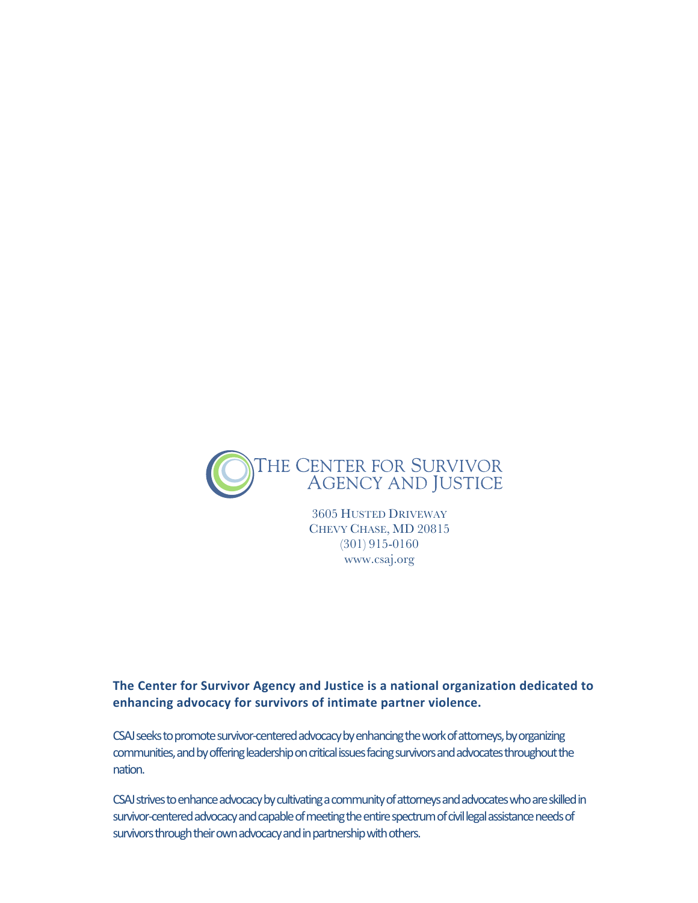THE CENTER FOR SURVIVOR AGENCY AND JUSTICE

3605 HUSTED DRIVEWAY
CHEVY CHASE, MD 20815
(301) 915-0160
www.csaj.org

**The Center for Survivor Agency and Justice is a national organization dedicated to enhancing advocacy for survivors of intimate partner violence.**

CSAJ seeks to promote survivor-centered advocacy by enhancing the work of attorneys, by organizing communities, and by offering leadership on critical issues facing survivors and advocates throughout the nation.

CSAJ strives to enhance advocacy by cultivating a community of attorneys and advocates who are skilled in survivor-centered advocacy and capable of meeting the entire spectrum of civil legal assistance needs of survivors through their own advocacy and in partnership with others.